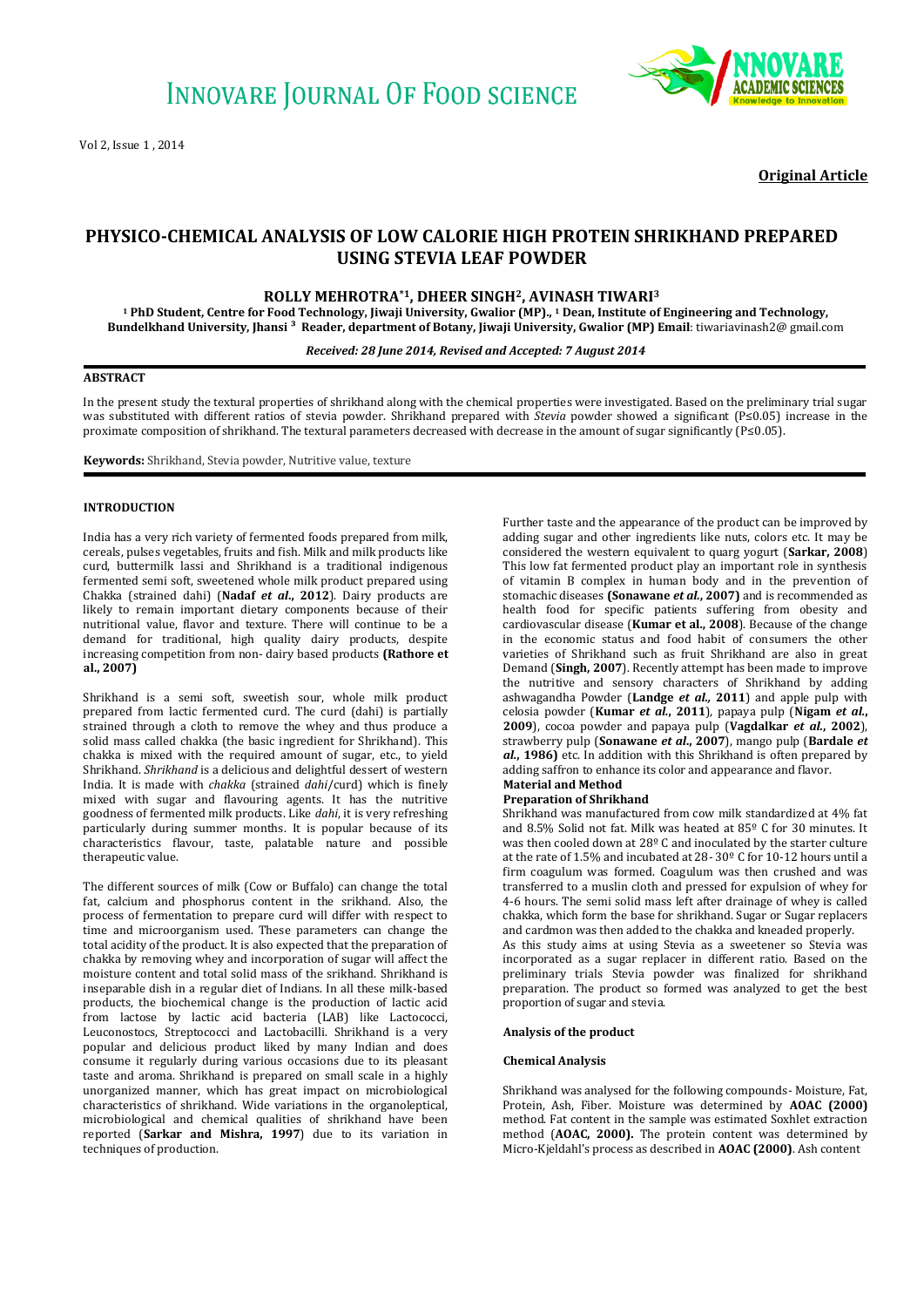Original Article

# PHYSICO-CHEMICAL ANALYSIS OF LOW CALORIE HIGH PROTEIN SHRIKHAND PREPARED USING STEVIA LEAF POWDER

**ROLLY MEHROTRA*[1], DHEER SINGH[2], AVINASH TIWARI[3]**

**[1] PhD Student, Centre for Food Technology, Jiwaji University, Gwalior (MP)., [1] Dean, Institute of Engineering and Technology, Bundelkhand University, Jhansi [3] Reader, department of Botany, Jiwaji University, Gwalior (MP) Email**: tiwariavinash2@ gmail.com

***Received: 28 June 2014, Revised and Accepted: 7 August 2014***

## ABSTRACT

In the present study the textural properties of shrikhand along with the chemical properties were investigated. Based on the preliminary trial sugar was substituted with different ratios of stevia powder. Shrikhand prepared with *Stevia* powder showed a significant (P≤0.05) increase in the proximate composition of shrikhand. The textural parameters decreased with decrease in the amount of sugar significantly (P≤0.05).

**Keywords:** Shrikhand, Stevia powder, Nutritive value, texture

## INTRODUCTION

India has a very rich variety of fermented foods prepared from milk, cereals, pulses vegetables, fruits and fish. Milk and milk products like curd, buttermilk lassi and Shrikhand is a traditional indigenous fermented semi soft, sweetened whole milk product prepared using Chakka (strained dahi) (**Nadaf *et al.*, 2012**). Dairy products are likely to remain important dietary components because of their nutritional value, flavor and texture. There will continue to be a demand for traditional, high quality dairy products, despite increasing competition from non- dairy based products **(Rathore et al., 2007)**

Shrikhand is a semi soft, sweetish sour, whole milk product prepared from lactic fermented curd. The curd (dahi) is partially strained through a cloth to remove the whey and thus produce a solid mass called chakka (the basic ingredient for Shrikhand). This chakka is mixed with the required amount of sugar, etc., to yield Shrikhand. *Shrikhand* is a delicious and delightful dessert of western India. It is made with *chakka* (strained *dahi*/curd) which is finely mixed with sugar and flavouring agents. It has the nutritive goodness of fermented milk products. Like *dahi*, it is very refreshing particularly during summer months. It is popular because of its characteristics flavour, taste, palatable nature and possible therapeutic value.

The different sources of milk (Cow or Buffalo) can change the total fat, calcium and phosphorus content in the srikhand. Also, the process of fermentation to prepare curd will differ with respect to time and microorganism used. These parameters can change the total acidity of the product. It is also expected that the preparation of chakka by removing whey and incorporation of sugar will affect the moisture content and total solid mass of the srikhand. Shrikhand is inseparable dish in a regular diet of Indians. In all these milk-based products, the biochemical change is the production of lactic acid from lactose by lactic acid bacteria (LAB) like Lactococci, Leuconostocs, Streptococci and Lactobacilli. Shrikhand is a very popular and delicious product liked by many Indian and does consume it regularly during various occasions due to its pleasant taste and aroma. Shrikhand is prepared on small scale in a highly unorganized manner, which has great impact on microbiological characteristics of shrikhand. Wide variations in the organoleptical, microbiological and chemical qualities of shrikhand have been reported (**Sarkar and Mishra, 1997**) due to its variation in techniques of production.

Further taste and the appearance of the product can be improved by adding sugar and other ingredients like nuts, colors etc. It may be considered the western equivalent to quarg yogurt (**Sarkar, 2008**) This low fat fermented product play an important role in synthesis of vitamin B complex in human body and in the prevention of stomachic diseases **(Sonawane *et al.*, 2007)** and is recommended as health food for specific patients suffering from obesity and cardiovascular disease (**Kumar et al., 2008**). Because of the change in the economic status and food habit of consumers the other varieties of Shrikhand such as fruit Shrikhand are also in great Demand (**Singh, 2007**). Recently attempt has been made to improve the nutritive and sensory characters of Shrikhand by adding ashwagandha Powder (**Landge *et al.,* 2011**) and apple pulp with celosia powder (**Kumar *et al.*, 2011**), papaya pulp (**Nigam *et al.*, 2009**), cocoa powder and papaya pulp (**Vagdalkar *et al.*, 2002**), strawberry pulp (**Sonawane *et al.*, 2007**), mango pulp (**Bardale *et al.*, 1986)** etc. In addition with this Shrikhand is often prepared by adding saffron to enhance its color and appearance and flavor.

## Material and Method

### Preparation of Shrikhand

Shrikhand was manufactured from cow milk standardized at 4% fat and 8.5% Solid not fat. Milk was heated at 85º C for 30 minutes. It was then cooled down at 28º C and inoculated by the starter culture at the rate of 1.5% and incubated at 28- 30º C for 10-12 hours until a firm coagulum was formed. Coagulum was then crushed and was transferred to a muslin cloth and pressed for expulsion of whey for 4-6 hours. The semi solid mass left after drainage of whey is called chakka, which form the base for shrikhand. Sugar or Sugar replacers and cardmon was then added to the chakka and kneaded properly.

As this study aims at using Stevia as a sweetener so Stevia was incorporated as a sugar replacer in different ratio. Based on the preliminary trials Stevia powder was finalized for shrikhand preparation. The product so formed was analyzed to get the best proportion of sugar and stevia.

### Analysis of the product

### Chemical Analysis

Shrikhand was analysed for the following compounds- Moisture, Fat, Protein, Ash, Fiber. Moisture was determined by **AOAC (2000)** method. Fat content in the sample was estimated Soxhlet extraction method (**AOAC, 2000).** The protein content was determined by Micro-Kjeldahl's process as described in **AOAC (2000)**. Ash content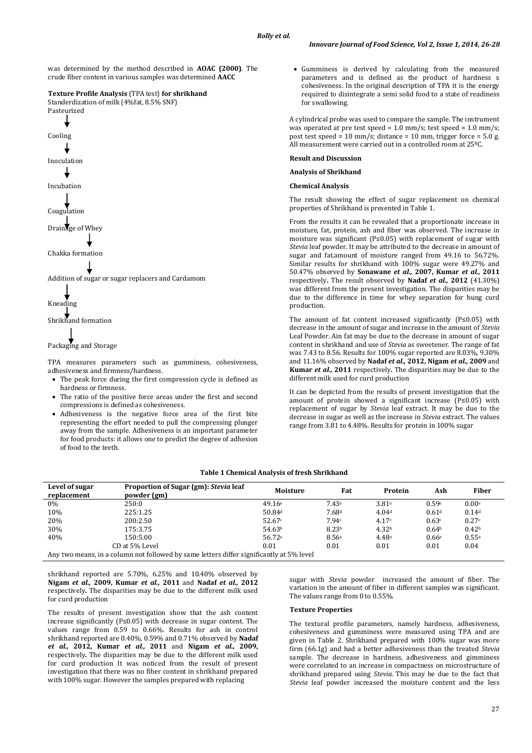was determined by the method described in **AOAC (2000)**. The crude fiber content in various samples was determined **AACC**

**Texture Profile Analysis** (TPA test) **for shrikhand**

Standerdization of milk (4%fat, 8.5% SNF)

Pasteurized

↓

Cooling

↓

Inoculation

↓

Incubation

↓

Coagulation

↓

Drainage of Whey

↓

Chakka formation

↓

Addition of sugar or sugar replacers and Cardamom

↓

Kneading

↓

Shrikhand formation

↓

Packaging and Storage

TPA measures parameters such as gumminess, cohesiveness, adhesiveness and firmness/hardness.

- The peak force during the first compression cycle is defined as hardness or firmness.
- The ratio of the positive force areas under the first and second compressions is defined as cohesiveness.
- Adhesiveness is the negative force area of the first bite representing the effort needed to pull the compressing plunger away from the sample. Adhesiveness is an important parameter for food products: it allows one to predict the degree of adhesion of food to the teeth.
- Gumminess is derived by calculating from the measured parameters and is defined as the product of hardness x cohesiveness. In the original description of TPA it is the energy required to disintegrate a semi solid food to a state of readiness for swallowing.

A cylindrical probe was used to compare the sample. The instrument was operated at pre test speed = 1.0 mm/s; test speed = 1.0 mm/s; post test speed = 10 mm/s; distance = 10 mm, trigger force = 5.0 g. All measurement were carried out in a controlled room at 25ºC.

**Result and Discussion**

**Analysis of Shrikhand**

**Chemical Analysis**

The result showing the effect of sugar replacement on chemical properties of Shrikhand is presented in Table 1.

From the results it can be revealed that a proportionate increase in moisture, fat, protein, ash and fiber was observed. The increase in moisture was significant (P≤0.05) with replacement of sugar with *Stevia* leaf powder. It may be attributed to the decrease in amount of sugar and fat.amount of moisture ranged from 49.16 to 56.72%. Similar results for shrikhand with 100% sugar were 49.27% and 50.47% observed by **Sonawane *et al.,* 2007, Kumar *et al.,* 2011** respectively**.** The result observed by **Nadaf *et al.,* 2012** (41.30%) was different from the present investigation. The disparities may be due to the difference in time for whey separation for hung curd production.

The amount of fat content increased significantly (P≤0.05) with decrease in the amount of sugar and increase in the amount of *Stevia* Leaf Powder. Ain fat may be due to the decrease in amount of sugar content in shrikhand and use of *Stevia* as sweetener. The range of fat was 7.43 to 8.56. Results for 100% sugar reported are 8.03%, 9.30% and 11.16% observed by **Nadaf *et al.,* 2012, Nigam *et al.,* 2009** and **Kumar *et al.,* 2011** respectively**.** The disparities may be due to the different milk used for curd production

It can be depicted from the results of present investigation that the amount of protein showed a significant increase (P≤0.05) with replacement of sugar by *Stevia* leaf extract. It may be due to the decrease in sugar as well as the increase in *Stevia* extract. The values range from 3.81 to 4.48%. Results for protein in 100% sugar shrikhand reported are 5.70%, 6.25% and 10.40% observed by **Nigam *et al.,* 2009, Kumar *et al.,* 2011** and **Nadaf *et al.,* 2012** respectively**.** The disparities may be due to the different milk used for curd production

The results of present investigation show that the ash content increase significantly (P≤0.05) with decrease in sugar content. The values range from 0.59 to 0.66%. Results for ash in control shrikhand reported are 0.40%, 0.59% and 0.71% observed by **Nadaf *et al.,* 2012, Kumar *et al.,* 2011** and **Nigam *et al.,* 2009**, respectively**.** The disparities may be due to the different milk used for curd production It was noticed from the result of present investigation that there was no fiber content in shrikhand prepared with 100% sugar. However the samples prepared with replacing sugar with *Stevia* powder increased the amount of fiber. The variation in the amount of fiber in different samples was significant. The values range from 0 to 0.55%.

**Table 1 Chemical Analysis of fresh Shrikhand**

| Level of sugar replacement | Proportion of Sugar (gm): *Stevia* leaf powder (gm) | Moisture | Fat | Protein | Ash | Fiber |
|---|---|---|---|---|---|---|
| 0% | 250:0 | 49.16[e] | 7.43[e] | 3.81[e] | 0.59[e] | 0.00[e] |
| 10% | 225:1.25 | 50.84[d] | 7.68[d] | 4.04[d] | 0.61[d] | 0.14[d] |
| 20% | 200:2.50 | 52.67[c] | 7.94[c] | 4.17[c] | 0.63[c] | 0.27[c] |
| 30% | 175:3.75 | 54.63[b] | 8.23[b] | 4.32[b] | 0.64[b] | 0.42[b] |
| 40% | 150:5.00 | 56.72[a] | 8.56[a] | 4.48[a] | 0.66[a] | 0.55[a] |
| | CD at 5% Level | 0.01 | 0.01 | 0.01 | 0.01 | 0.04 |

Any two means, in a column not followed by same letters differ significantly at 5% level

**Texture Properties**

The textural profile parameters, namely hardness, adhesiveness, cohesiveness and gumminess were measured using TPA and are given in Table 2. Shrikhand prepared with 100% sugar was more firm (66.1g) and had a better adhesiveness than the treated *Stevia* sample. The decrease in hardness, adhesiveness and gimminess were correlated to an increase in compactness on microstructure of shrikhand prepared using *Stevia*. This may be due to the fact that *Stevia* leaf powder increased the moisture content and the less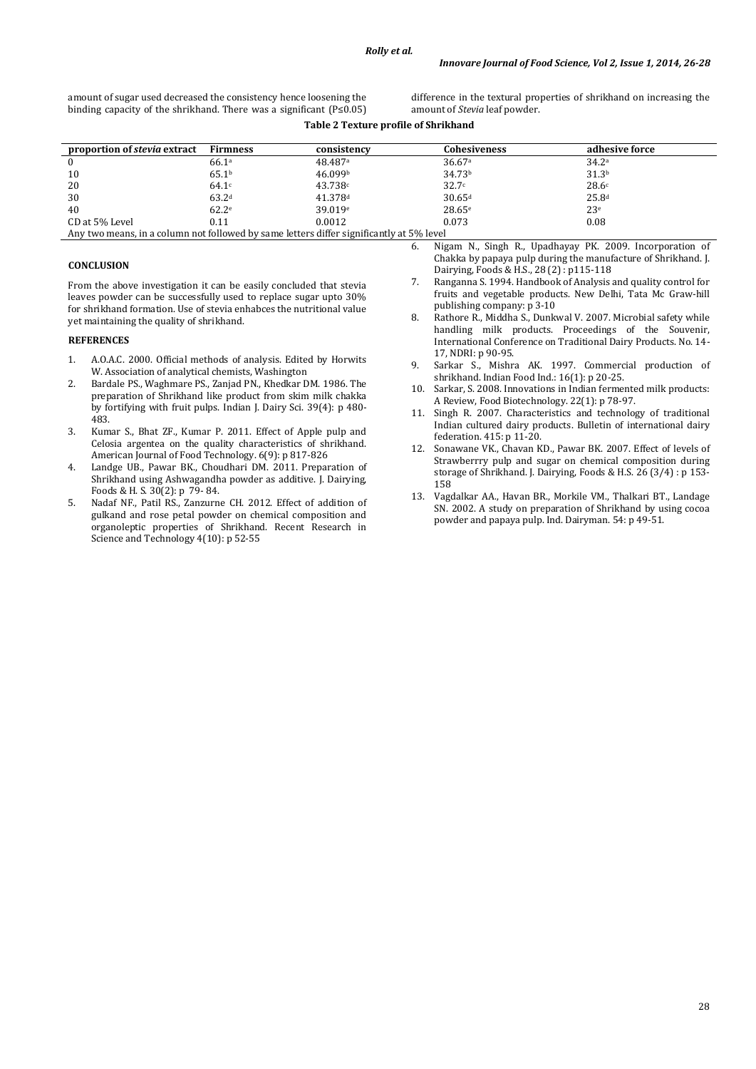amount of sugar used decreased the consistency hence loosening the binding capacity of the shrikhand. There was a significant (P≤0.05) difference in the textural properties of shrikhand on increasing the amount of *Stevia* leaf powder.

**Table 2 Texture profile of Shrikhand**

| proportion of *stevia* extract | Firmness | consistency | Cohesiveness | adhesive force |
|---|---|---|---|---|
| 0 | 66.1[a] | 48.487[a] | 36.67[a] | 34.2[a] |
| 10 | 65.1[b] | 46.099[b] | 34.73[b] | 31.3[b] |
| 20 | 64.1[c] | 43.738[c] | 32.7[c] | 28.6[c] |
| 30 | 63.2[d] | 41.378[d] | 30.65[d] | 25.8[d] |
| 40 | 62.2[e] | 39.019[e] | 28.65[e] | 23[e] |
| CD at 5% Level | 0.11 | 0.0012 | 0.073 | 0.08 |

Any two means, in a column not followed by same letters differ significantly at 5% level

## CONCLUSION

From the above investigation it can be easily concluded that stevia leaves powder can be successfully used to replace sugar upto 30% for shrikhand formation. Use of stevia enhabces the nutritional value yet maintaining the quality of shrikhand.

## REFERENCES

1. A.O.A.C. 2000. Official methods of analysis. Edited by Horwits W. Association of analytical chemists, Washington
2. Bardale PS., Waghmare PS., Zanjad PN., Khedkar DM. 1986. The preparation of Shrikhand like product from skim milk chakka by fortifying with fruit pulps. Indian J. Dairy Sci. 39(4): p 480-483.
3. Kumar S., Bhat ZF., Kumar P. 2011. Effect of Apple pulp and Celosia argentea on the quality characteristics of shrikhand. American Journal of Food Technology. 6(9): p 817-826
4. Landge UB., Pawar BK., Choudhari DM. 2011. Preparation of Shrikhand using Ashwagandha powder as additive. J. Dairying, Foods & H. S. 30(2): p 79- 84.
5. Nadaf NF., Patil RS., Zanzurne CH. 2012. Effect of addition of gulkand and rose petal powder on chemical composition and organoleptic properties of Shrikhand. Recent Research in Science and Technology 4(10): p 52-55
6. Nigam N., Singh R., Upadhayay PK. 2009. Incorporation of Chakka by papaya pulp during the manufacture of Shrikhand. J. Dairying, Foods & H.S., 28 (2) : p115-118
7. Ranganna S. 1994. Handbook of Analysis and quality control for fruits and vegetable products. New Delhi, Tata Mc Graw-hill publishing company: p 3-10
8. Rathore R., Middha S., Dunkwal V. 2007. Microbial safety while handling milk products. Proceedings of the Souvenir, International Conference on Traditional Dairy Products. No. 14-17, NDRI: p 90-95.
9. Sarkar S., Mishra AK. 1997. Commercial production of shrikhand. Indian Food Ind.: 16(1): p 20-25.
10. Sarkar, S. 2008. Innovations in Indian fermented milk products: A Review, Food Biotechnology. 22(1): p 78-97.
11. Singh R. 2007. Characteristics and technology of traditional Indian cultured dairy products. Bulletin of international dairy federation. 415: p 11-20.
12. Sonawane VK., Chavan KD., Pawar BK. 2007. Effect of levels of Strawberrry pulp and sugar on chemical composition during storage of Shrikhand. J. Dairying, Foods & H.S. 26 (3/4) : p 153-158
13. Vagdalkar AA., Havan BR., Morkile VM., Thalkari BT., Landage SN. 2002. A study on preparation of Shrikhand by using cocoa powder and papaya pulp. Ind. Dairyman. 54: p 49-51.